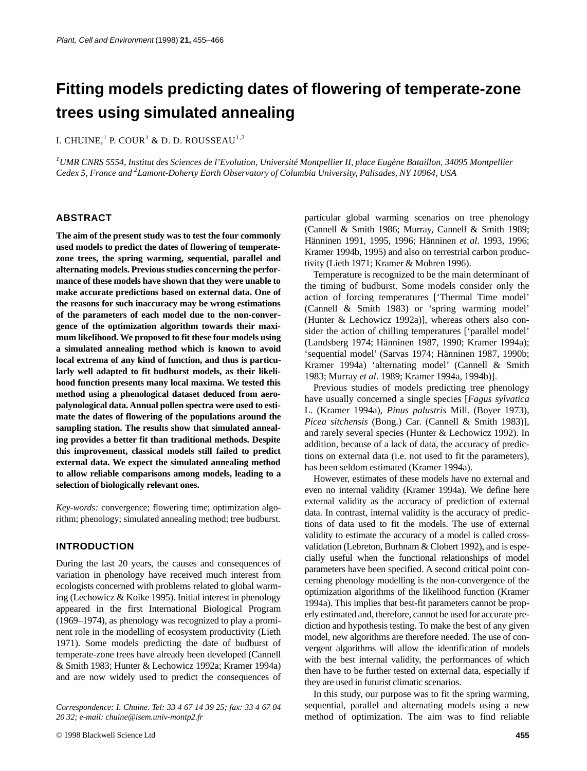# Fitting models predicting dates of flowering of temperate-zone trees using simulated annealing

I. CHUINE,[1] P. COUR[1] & D. D. ROUSSEAU[1,2]

[1]*UMR CNRS 5554, Institut des Sciences de l'Evolution, Université Montpellier II, place Eugène Bataillon, 34095 Montpellier Cedex 5, France and* [2]*Lamont-Doherty Earth Observatory of Columbia University, Palisades, NY 10964, USA*

## ABSTRACT

**The aim of the present study was to test the four commonly used models to predict the dates of flowering of temperate-zone trees, the spring warming, sequential, parallel and alternating models. Previous studies concerning the performance of these models have shown that they were unable to make accurate predictions based on external data. One of the reasons for such inaccuracy may be wrong estimations of the parameters of each model due to the non-convergence of the optimization algorithm towards their maximum likelihood. We proposed to fit these four models using a simulated annealing method which is known to avoid local extrema of any kind of function, and thus is particularly well adapted to fit budburst models, as their likelihood function presents many local maxima. We tested this method using a phenological dataset deduced from aeropalynological data. Annual pollen spectra were used to estimate the dates of flowering of the populations around the sampling station. The results show that simulated annealing provides a better fit than traditional methods. Despite this improvement, classical models still failed to predict external data. We expect the simulated annealing method to allow reliable comparisons among models, leading to a selection of biologically relevant ones.**

*Key-words:* convergence; flowering time; optimization algorithm; phenology; simulated annealing method; tree budburst.

## INTRODUCTION

During the last 20 years, the causes and consequences of variation in phenology have received much interest from ecologists concerned with problems related to global warming (Lechowicz & Koike 1995). Initial interest in phenology appeared in the first International Biological Program (1969–1974), as phenology was recognized to play a prominent role in the modelling of ecosystem productivity (Lieth 1971). Some models predicting the date of budburst of temperate-zone trees have already been developed (Cannell & Smith 1983; Hunter & Lechowicz 1992a; Kramer 1994a) and are now widely used to predict the consequences of particular global warming scenarios on tree phenology (Cannell & Smith 1986; Murray, Cannell & Smith 1989; Hänninen 1991, 1995, 1996; Hänninen *et al*. 1993, 1996; Kramer 1994b, 1995) and also on terrestrial carbon productivity (Lieth 1971; Kramer & Mohren 1996).

Temperature is recognized to be the main determinant of the timing of budburst. Some models consider only the action of forcing temperatures ['Thermal Time model' (Cannell & Smith 1983) or 'spring warming model' (Hunter & Lechowicz 1992a)], whereas others also consider the action of chilling temperatures ['parallel model' (Landsberg 1974; Hänninen 1987, 1990; Kramer 1994a); 'sequential model' (Sarvas 1974; Hänninen 1987, 1990b; Kramer 1994a) 'alternating model' (Cannell & Smith 1983; Murray *et al*. 1989; Kramer 1994a, 1994b)].

Previous studies of models predicting tree phenology have usually concerned a single species [*Fagus sylvatica* L. (Kramer 1994a), *Pinus palustris* Mill. (Boyer 1973), *Picea sitchensis* (Bong.) Car. (Cannell & Smith 1983)], and rarely several species (Hunter & Lechowicz 1992). In addition, because of a lack of data, the accuracy of predictions on external data (i.e. not used to fit the parameters), has been seldom estimated (Kramer 1994a).

However, estimates of these models have no external and even no internal validity (Kramer 1994a). We define here external validity as the accuracy of prediction of external data. In contrast, internal validity is the accuracy of predictions of data used to fit the models. The use of external validity to estimate the accuracy of a model is called cross-validation (Lebreton, Burhnam & Clobert 1992), and is especially useful when the functional relationships of model parameters have been specified. A second critical point concerning phenology modelling is the non-convergence of the optimization algorithms of the likelihood function (Kramer 1994a). This implies that best-fit parameters cannot be properly estimated and, therefore, cannot be used for accurate prediction and hypothesis testing. To make the best of any given model, new algorithms are therefore needed. The use of convergent algorithms will allow the identification of models with the best internal validity, the performances of which then have to be further tested on external data, especially if they are used in futurist climatic scenarios.

In this study, our purpose was to fit the spring warming, sequential, parallel and alternating models using a new method of optimization. The aim was to find reliable

Correspondence: I. Chuine. Tel: 33 4 67 14 39 25; fax: 33 4 67 04 20 32; e-mail: chuine@isem.univ-montp2.fr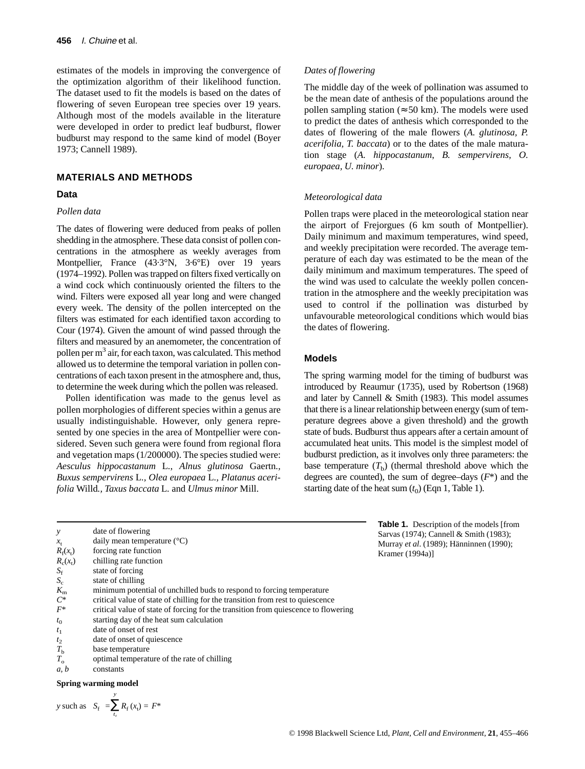estimates of the models in improving the convergence of the optimization algorithm of their likelihood function. The dataset used to fit the models is based on the dates of flowering of seven European tree species over 19 years. Although most of the models available in the literature were developed in order to predict leaf budburst, flower budburst may respond to the same kind of model (Boyer 1973; Cannell 1989).

## MATERIALS AND METHODS

### Data

#### *Pollen data*

The dates of flowering were deduced from peaks of pollen shedding in the atmosphere. These data consist of pollen concentrations in the atmosphere as weekly averages from Montpellier, France (43·3°N, 3·6°E) over 19 years (1974–1992). Pollen was trapped on filters fixed vertically on a wind cock which continuously oriented the filters to the wind. Filters were exposed all year long and were changed every week. The density of the pollen intercepted on the filters was estimated for each identified taxon according to Cour (1974). Given the amount of wind passed through the filters and measured by an anemometer, the concentration of pollen per $m^3$ air, for each taxon, was calculated. This method allowed us to determine the temporal variation in pollen concentrations of each taxon present in the atmosphere and, thus, to determine the week during which the pollen was released.

Pollen identification was made to the genus level as pollen morphologies of different species within a genus are usually indistinguishable. However, only genera represented by one species in the area of Montpellier were considered. Seven such genera were found from regional flora and vegetation maps (1/200000). The species studied were: *Aesculus hippocastanum* L., *Alnus glutinosa* Gaertn., *Buxus sempervirens* L., *Olea europaea* L., *Platanus acerifolia* Willd., *Taxus baccata* L. and *Ulmus minor* Mill.

#### *Dates of flowering*

The middle day of the week of pollination was assumed to be the mean date of anthesis of the populations around the pollen sampling station (≈ 50 km). The models were used to predict the dates of anthesis which corresponded to the dates of flowering of the male flowers (*A. glutinosa, P. acerifolia, T. baccata*) or to the dates of the male maturation stage (*A. hippocastanum*, *B. sempervirens*, *O. europaea*, *U. minor*).

#### *Meteorological data*

Pollen traps were placed in the meteorological station near the airport of Frejorgues (6 km south of Montpellier). Daily minimum and maximum temperatures, wind speed, and weekly precipitation were recorded. The average temperature of each day was estimated to be the mean of the daily minimum and maximum temperatures. The speed of the wind was used to calculate the weekly pollen concentration in the atmosphere and the weekly precipitation was used to control if the pollination was disturbed by unfavourable meteorological conditions which would bias the dates of flowering.

### Models

The spring warming model for the timing of budburst was introduced by Reaumur (1735), used by Robertson (1968) and later by Cannell & Smith (1983). This model assumes that there is a linear relationship between energy (sum of temperature degrees above a given threshold) and the growth state of buds. Budburst thus appears after a certain amount of accumulated heat units. This model is the simplest model of budburst prediction, as it involves only three parameters: the base temperature ($T_b$) (thermal threshold above which the degrees are counted), the sum of degree–days ($F^*$) and the starting date of the heat sum ($t_0$) (Eqn 1, Table 1).

**Table 1.** Description of the models [from Sarvas (1974); Cannell & Smith (1983); Murray *et al*. (1989); Hänninen (1990); Kramer (1994a)]

| | |
|---|---|
| $y$ | date of flowering |
| $x_t$ | daily mean temperature (°C) |
| $R_f(x_t)$ | forcing rate function |
| $R_c(x_t)$ | chilling rate function |
| $S_f$ | state of forcing |
| $S_c$ | state of chilling |
| $K_m$ | minimum potential of unchilled buds to respond to forcing temperature |
| $C^*$ | critical value of state of chilling for the transition from rest to quiescence |
| $F^*$ | critical value of state of forcing for the transition from quiescence to flowering |
| $t_0$ | starting day of the heat sum calculation |
| $t_1$ | date of onset of rest |
| $t_2$ | date of onset of quiescence |
| $T_b$ | base temperature |
| $T_o$ | optimal temperature of the rate of chilling |
| $a, b$ | constants |

**Spring warming model**

$$y \text{ such as } \quad S_f = \sum_{t_0}^{y} R_f(x_t) = F^*$$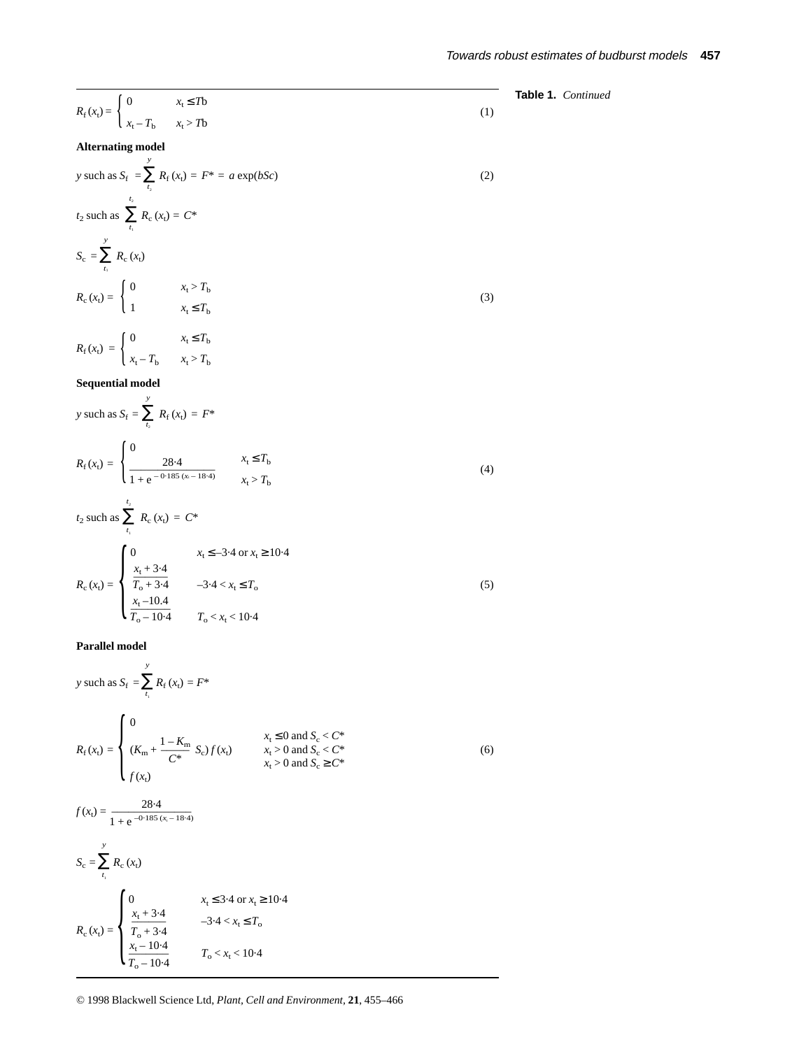**Table 1.** *Continued*

$$R_f(x_t) = \begin{cases} 0 & x_t \le T\text{b} \\ x_t - T_b & x_t > T\text{b} \end{cases} \quad (1)$$

**Alternating model**

$$y \text{ such as } S_f = \sum_{t_2}^{y} R_f(x_t) = F^* = a\exp(bSc) \quad (2)$$

$$t_2 \text{ such as } \sum_{t_1}^{t_2} R_c(x_t) = C^*$$

$$S_c = \sum_{t_1}^{y} R_c(x_t)$$

$$R_c(x_t) = \begin{cases} 0 & x_t > T_b \\ 1 & x_t \le T_b \end{cases} \quad (3)$$

$$R_f(x_t) = \begin{cases} 0 & x_t \le T_b \\ x_t - T_b & x_t > T_b \end{cases}$$

**Sequential model**

$$y \text{ such as } S_f = \sum_{t_2}^{y} R_f(x_t) = F^*$$

$$R_f(x_t) = \begin{cases} 0 & x_t \le T_b \\ \dfrac{28{\cdot}4}{1 + e^{-0{\cdot}185(x_t - 18{\cdot}4)}} & x_t > T_b \end{cases} \quad (4)$$

$$t_2 \text{ such as } \sum_{t_1}^{t_2} R_c(x_t) = C^*$$

$$R_c(x_t) = \begin{cases} 0 & x_t \le -3{\cdot}4 \text{ or } x_t \ge 10{\cdot}4 \\ \dfrac{x_t + 3{\cdot}4}{T_o + 3{\cdot}4} & -3{\cdot}4 < x_t \le T_o \\ \dfrac{x_t - 10.4}{T_o - 10{\cdot}4} & T_o < x_t < 10{\cdot}4 \end{cases} \quad (5)$$

**Parallel model**

$$y \text{ such as } S_f = \sum_{t_1}^{y} R_f(x_t) = F^*$$

$$R_f(x_t) = \begin{cases} 0 & x_t \le 0 \text{ and } S_c < C^* \\ \left(K_m + \dfrac{1 - K_m}{C^*} S_c\right) f(x_t) & x_t > 0 \text{ and } S_c < C^* \\ f(x_t) & x_t > 0 \text{ and } S_c \ge C^* \end{cases} \quad (6)$$

$$f(x_t) = \frac{28{\cdot}4}{1 + e^{-0{\cdot}185(x_t - 18{\cdot}4)}}$$

$$S_c = \sum_{t_1}^{y} R_c(x_t)$$

$$R_c(x_t) = \begin{cases} 0 & x_t \le 3{\cdot}4 \text{ or } x_t \ge 10{\cdot}4 \\ \dfrac{x_t + 3{\cdot}4}{T_o + 3{\cdot}4} & -3{\cdot}4 < x_t \le T_o \\ \dfrac{x_t - 10{\cdot}4}{T_o - 10{\cdot}4} & T_o < x_t < 10{\cdot}4 \end{cases}$$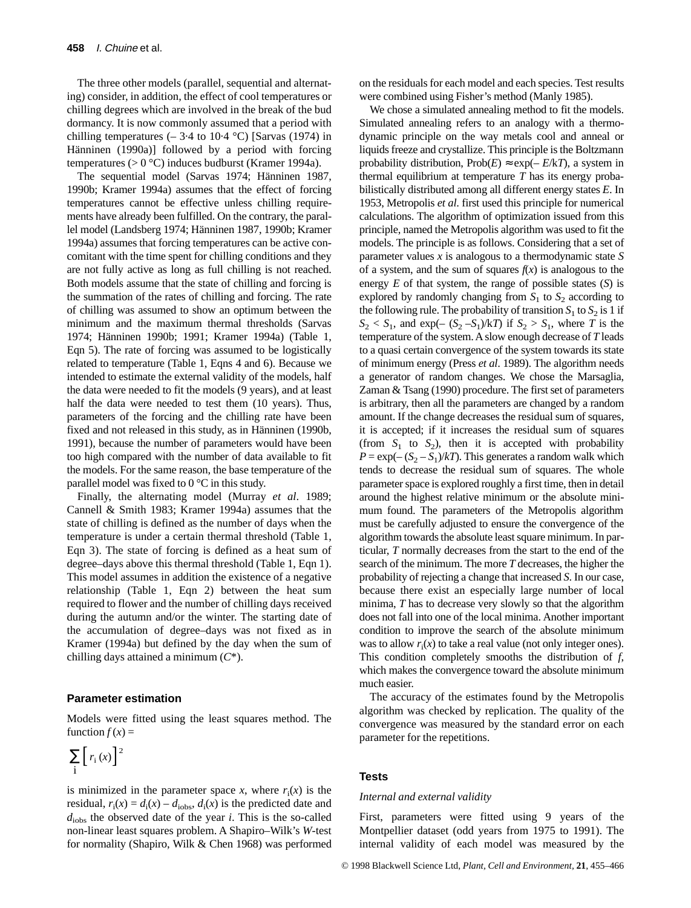The three other models (parallel, sequential and alternating) consider, in addition, the effect of cool temperatures or chilling degrees which are involved in the break of the bud dormancy. It is now commonly assumed that a period with chilling temperatures (– 3·4 to 10·4 °C) [Sarvas (1974) in Hänninen (1990a)] followed by a period with forcing temperatures (> 0 °C) induces budburst (Kramer 1994a).

The sequential model (Sarvas 1974; Hänninen 1987, 1990b; Kramer 1994a) assumes that the effect of forcing temperatures cannot be effective unless chilling requirements have already been fulfilled. On the contrary, the parallel model (Landsberg 1974; Hänninen 1987, 1990b; Kramer 1994a) assumes that forcing temperatures can be active concomitant with the time spent for chilling conditions and they are not fully active as long as full chilling is not reached. Both models assume that the state of chilling and forcing is the summation of the rates of chilling and forcing. The rate of chilling was assumed to show an optimum between the minimum and the maximum thermal thresholds (Sarvas 1974; Hänninen 1990b; 1991; Kramer 1994a) (Table 1, Eqn 5). The rate of forcing was assumed to be logistically related to temperature (Table 1, Eqns 4 and 6). Because we intended to estimate the external validity of the models, half the data were needed to fit the models (9 years), and at least half the data were needed to test them (10 years). Thus, parameters of the forcing and the chilling rate have been fixed and not released in this study, as in Hänninen (1990b, 1991), because the number of parameters would have been too high compared with the number of data available to fit the models. For the same reason, the base temperature of the parallel model was fixed to 0 °C in this study.

Finally, the alternating model (Murray *et al*. 1989; Cannell & Smith 1983; Kramer 1994a) assumes that the state of chilling is defined as the number of days when the temperature is under a certain thermal threshold (Table 1, Eqn 3). The state of forcing is defined as a heat sum of degree–days above this thermal threshold (Table 1, Eqn 1). This model assumes in addition the existence of a negative relationship (Table 1, Eqn 2) between the heat sum required to flower and the number of chilling days received during the autumn and/or the winter. The starting date of the accumulation of degree–days was not fixed as in Kramer (1994a) but defined by the day when the sum of chilling days attained a minimum ($C^*$).

### Parameter estimation

Models were fitted using the least squares method. The function $f(x) =$

$$\sum_{i} \left[ r_i(x) \right]^2$$

is minimized in the parameter space $x$, where $r_i(x)$ is the residual, $r_i(x) = d_i(x) - d_{iobs}$, $d_i(x)$ is the predicted date and $d_{iobs}$ the observed date of the year $i$. This is the so-called non-linear least squares problem. A Shapiro–Wilk's $W$-test for normality (Shapiro, Wilk & Chen 1968) was performed on the residuals for each model and each species. Test results were combined using Fisher's method (Manly 1985).

We chose a simulated annealing method to fit the models. Simulated annealing refers to an analogy with a thermodynamic principle on the way metals cool and anneal or liquids freeze and crystallize. This principle is the Boltzmann probability distribution, $\text{Prob}(E) \approx \exp(-E/kT)$, a system in thermal equilibrium at temperature $T$ has its energy probabilistically distributed among all different energy states $E$. In 1953, Metropolis *et al*. first used this principle for numerical calculations. The algorithm of optimization issued from this principle, named the Metropolis algorithm was used to fit the models. The principle is as follows. Considering that a set of parameter values $x$ is analogous to a thermodynamic state $S$ of a system, and the sum of squares $f(x)$ is analogous to the energy $E$ of that system, the range of possible states ($S$) is explored by randomly changing from $S_1$ to $S_2$ according to the following rule. The probability of transition $S_1$ to $S_2$ is 1 if $S_2 < S_1$, and $\exp(-(S_2 - S_1)/kT)$ if $S_2 > S_1$, where $T$ is the temperature of the system. A slow enough decrease of $T$ leads to a quasi certain convergence of the system towards its state of minimum energy (Press *et al*. 1989). The algorithm needs a generator of random changes. We chose the Marsaglia, Zaman & Tsang (1990) procedure. The first set of parameters is arbitrary, then all the parameters are changed by a random amount. If the change decreases the residual sum of squares, it is accepted; if it increases the residual sum of squares (from $S_1$ to $S_2$), then it is accepted with probability $P = \exp(-(S_2 - S_1)/kT)$. This generates a random walk which tends to decrease the residual sum of squares. The whole parameter space is explored roughly a first time, then in detail around the highest relative minimum or the absolute minimum found. The parameters of the Metropolis algorithm must be carefully adjusted to ensure the convergence of the algorithm towards the absolute least square minimum. In particular, $T$ normally decreases from the start to the end of the search of the minimum. The more $T$ decreases, the higher the probability of rejecting a change that increased $S$. In our case, because there exist an especially large number of local minima, $T$ has to decrease very slowly so that the algorithm does not fall into one of the local minima. Another important condition to improve the search of the absolute minimum was to allow $r_i(x)$ to take a real value (not only integer ones). This condition completely smooths the distribution of $f$, which makes the convergence toward the absolute minimum much easier.

The accuracy of the estimates found by the Metropolis algorithm was checked by replication. The quality of the convergence was measured by the standard error on each parameter for the repetitions.

### Tests

#### *Internal and external validity*

First, parameters were fitted using 9 years of the Montpellier dataset (odd years from 1975 to 1991). The internal validity of each model was measured by the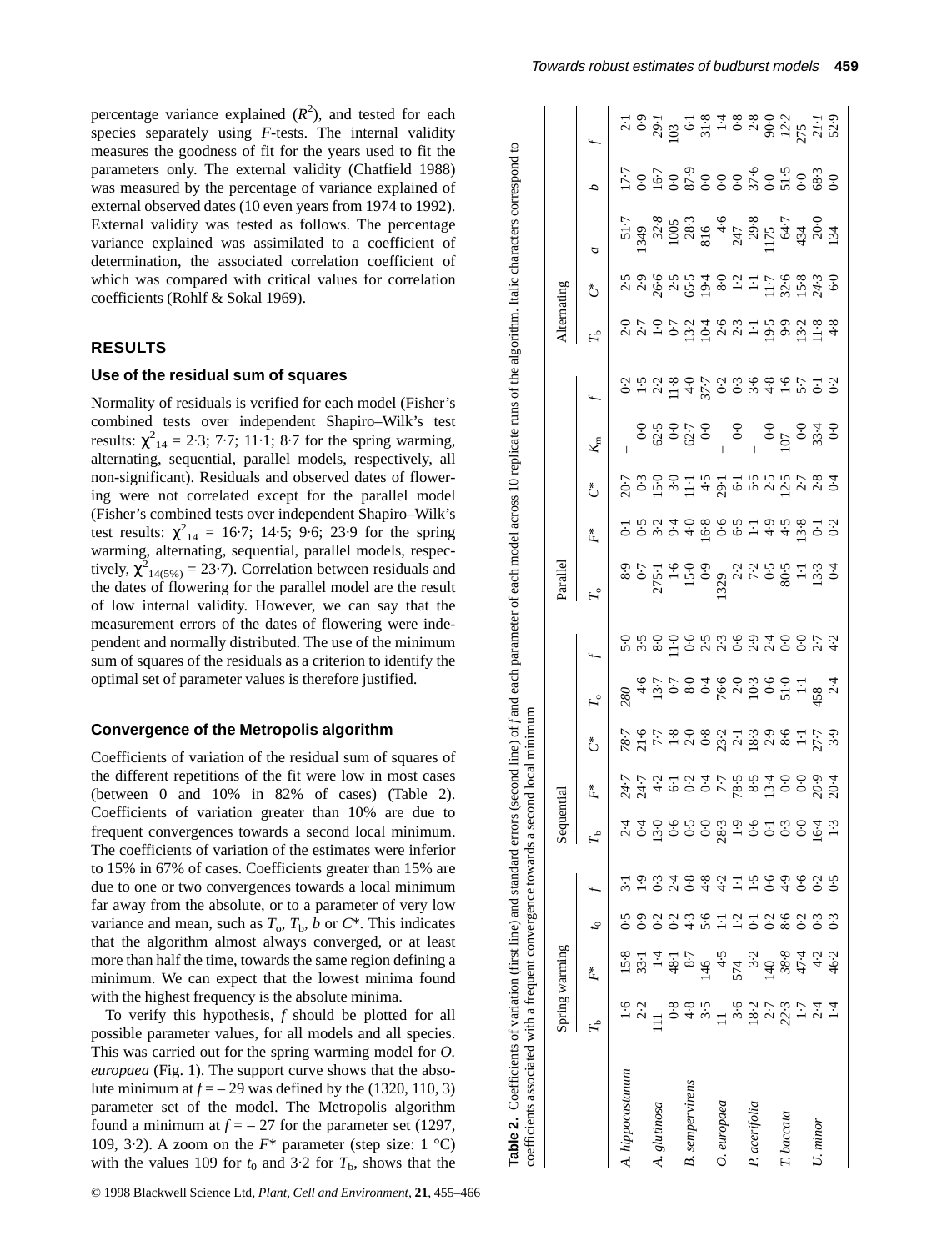percentage variance explained ($R^2$), and tested for each species separately using $F$-tests. The internal validity measures the goodness of fit for the years used to fit the parameters only. The external validity (Chatfield 1988) was measured by the percentage of variance explained of external observed dates (10 even years from 1974 to 1992). External validity was tested as follows. The percentage variance explained was assimilated to a coefficient of determination, the associated correlation coefficient of which was compared with critical values for correlation coefficients (Rohlf & Sokal 1969).

## RESULTS

### Use of the residual sum of squares

Normality of residuals is verified for each model (Fisher's combined tests over independent Shapiro–Wilk's test results: $\chi^2_{14} = 2{\cdot}3$; 7·7; 11·1; 8·7 for the spring warming, alternating, sequential, parallel models, respectively, all non-significant). Residuals and observed dates of flowering were not correlated except for the parallel model (Fisher's combined tests over independent Shapiro–Wilk's test results: $\chi^2_{14} = 16{\cdot}7$; 14·5; 9·6; 23·9 for the spring warming, alternating, sequential, parallel models, respectively, $\chi^2_{14(5\%)} = 23{\cdot}7$). Correlation between residuals and the dates of flowering for the parallel model are the result of low internal validity. However, we can say that the measurement errors of the dates of flowering were independent and normally distributed. The use of the minimum sum of squares of the residuals as a criterion to identify the optimal set of parameter values is therefore justified.

### Convergence of the Metropolis algorithm

Coefficients of variation of the residual sum of squares of the different repetitions of the fit were low in most cases (between 0 and 10% in 82% of cases) (Table 2). Coefficients of variation greater than 10% are due to frequent convergences towards a second local minimum. The coefficients of variation of the estimates were inferior to 15% in 67% of cases. Coefficients greater than 15% are due to one or two convergences towards a local minimum far away from the absolute, or to a parameter of very low variance and mean, such as $T_o$, $T_b$, $b$ or $C^*$. This indicates that the algorithm almost always converged, or at least more than half the time, towards the same region defining a minimum. We can expect that the lowest minima found with the highest frequency is the absolute minima.

To verify this hypothesis, $f$ should be plotted for all possible parameter values, for all models and all species. This was carried out for the spring warming model for *O. europaea* (Fig. 1). The support curve shows that the absolute minimum at $f = -29$ was defined by the (1320, 110, 3) parameter set of the model. The Metropolis algorithm found a minimum at $f = -27$ for the parameter set (1297, 109, 3·2). A zoom on the $F^*$ parameter (step size: 1 °C) with the values 109 for $t_0$ and 3·2 for $T_b$, shows that the

**Table 2.** Coefficients of variation (first line) and standard errors (second line) of $f$ and each parameter of each model across 10 replicate runs of the algorithm. Italic characters correspond to coefficients associated with a frequent convergence towards a second local minimum

| | Spring warming | | | | Sequential | | | | | Parallel | | | | | Alternating | | | | |
|---|---|---|---|---|---|---|---|---|---|---|---|---|---|---|---|---|---|---|---|
| | $T_b$ | $F^*$ | $t_0$ | $f$ | $T_b$ | $F^*$ | $C^*$ | $T_o$ | $f$ | $T_o$ | $F^*$ | $C^*$ | $K_m$ | $f$ | $T_b$ | $C^*$ | $a$ | $b$ | $f$ |
| *A. hippocastanum* | 1·6 | 15·8 | 0·5 | 3·1 | 2·4 | 24·7 | *78·7* | *280* | 5·0 | 8·9 | 0·1 | 20·7 | – | 0·2 | 2·0 | 2·5 | 51·7 | 17·7 | 2·1 |
| | 2·2 | 33·1 | 0·9 | 1·9 | 0·4 | 24·7 | 21·6 | 4·6 | 3·5 | 0·7 | 0·5 | 0·3 | 0·0 | 1·5 | 2·7 | 2·9 | 1349 | 0·0 | 0·9 |
| *A. glutinosa* | 111 | 1·4 | 0·2 | 0·3 | 13·0 | 4·2 | 7·7 | 13·7 | 8·0 | 275·1 | 3·2 | 15·0 | 62·5 | 2·2 | 1·0 | *26·6* | *32·8* | *16·7* | *29·1* |
| | 0·8 | 48·1 | 0·2 | 2·4 | 0·6 | 6·1 | 1·8 | 0·7 | 11·0 | 1·6 | 9·4 | 3·0 | 0·0 | 11·8 | 0·7 | 2·5 | 1005 | 0·0 | 103 |
| *B. sempervirens* | 4·8 | 8·7 | 4·3 | 0·8 | 0·5 | 0·2 | 2·0 | 8·0 | 0·6 | 15·0 | 4·0 | 11·1 | 62·7 | 4·0 | 13·2 | 65·5 | 28·3 | 87·9 | 6·1 |
| | 3·5 | 146 | 5·6 | 4·8 | 0·0 | 0·4 | 0·8 | 0·4 | 2·5 | 0·9 | 16·8 | 4·5 | 0·0 | 37·7 | 10·4 | 19·4 | 816 | 0·0 | 31·8 |
| *O. europaea* | 11 | 4·5 | 1·1 | 4·2 | 28·3 | 7·7 | 23·2 | 76·6 | 2·3 | 1329 | 0·6 | 29·1 | – | 0·2 | 2·6 | 8·0 | 4·6 | 0·0 | 1·4 |
| | 3·6 | 574 | 1·2 | 1·1 | 1·9 | 78·5 | 2·1 | 2·0 | 0·6 | 2·2 | 6·5 | 6·1 | 0·0 | 0·3 | 2·3 | 1·2 | 247 | 0·0 | 0·8 |
| *P. acerifolia* | 18·2 | 3·2 | 0·1 | 1·5 | 0·6 | 8·5 | 18·3 | 10·3 | 2·9 | 7·2 | 1·1 | 5·5 | – | 3·6 | 1·1 | 1·1 | 29·8 | 37·6 | 2·8 |
| | 2·7 | 140 | 0·2 | 0·6 | 0·1 | 13·4 | 2·9 | 0·6 | 2·4 | 0·5 | 4·9 | 2·5 | 0·0 | 4·8 | 19·5 | 11·7 | 1175 | 0·0 | 90·0 |
| *T. baccata* | 22·3 | *38·8* | 8·6 | 4·9 | 0·3 | 0·0 | 8·6 | 51·0 | 0·0 | 80·5 | 4·5 | 12·5 | 107 | 1·6 | 9·9 | 32·6 | 64·7 | 51·5 | *12·2* |
| | 1·7 | 47·4 | 0·2 | 0·6 | 0·0 | 0·0 | 1·1 | 1·1 | 0·0 | 1·1 | 13·8 | 2·7 | 0·0 | 5·7 | 13·2 | 15·8 | 434 | 0·0 | 275 |
| *U. minor* | 2·4 | 4·2 | 0·3 | 0·2 | 16·4 | 20·9 | 27·7 | 458 | 2·7 | 13·3 | 0·1 | 2·8 | 33·4 | 0·1 | 11·8 | 24·3 | 20·0 | 68·3 | *21·1* |
| | 1·4 | 46·2 | 0·3 | 0·5 | 1·3 | 20·4 | 3·9 | 2·4 | 4·2 | 0·4 | 0·2 | 0·4 | 0·0 | 0·2 | 4·8 | 6·0 | 134 | 0·0 | 52·9 |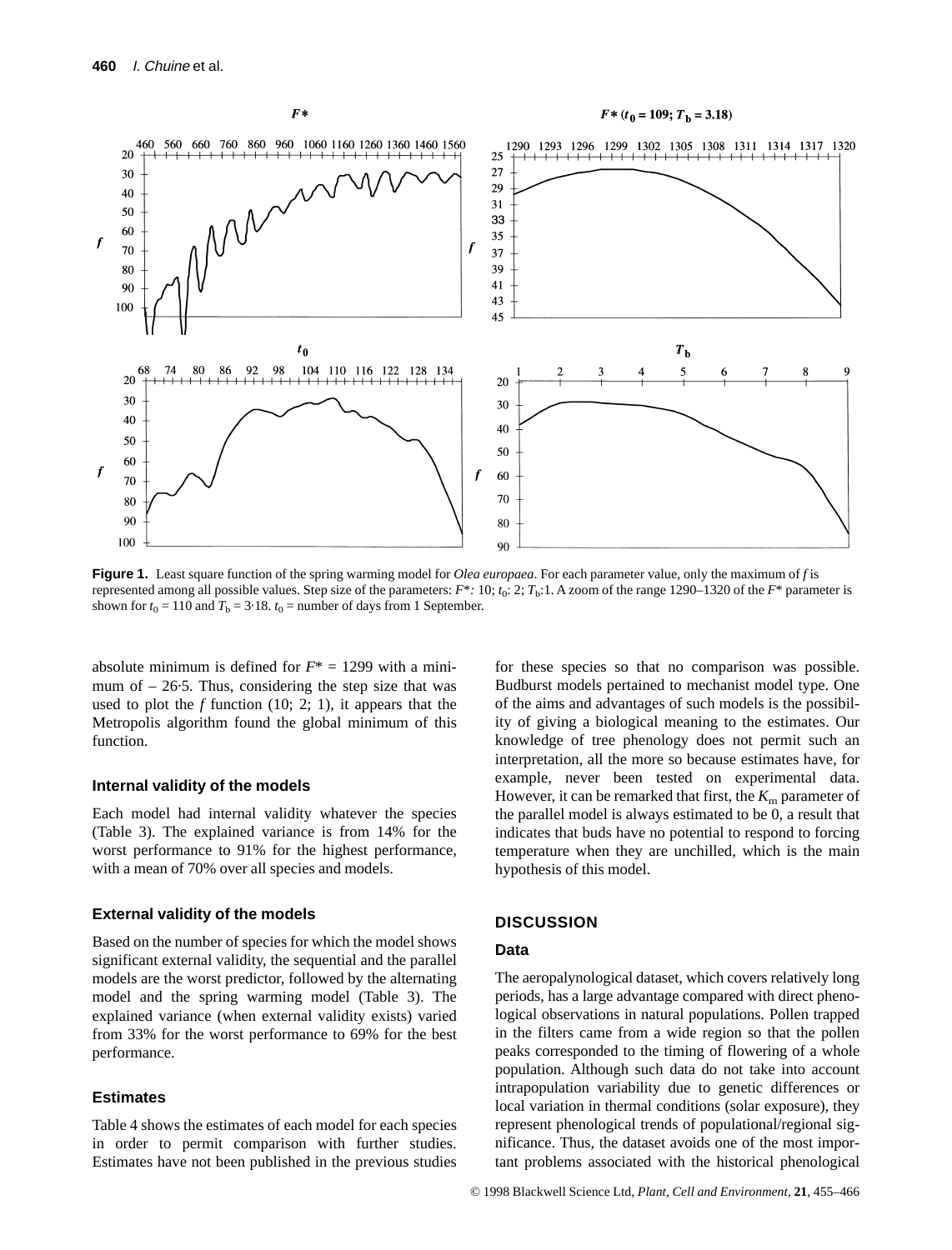F*

460 560 660 760 860 960 1060 1160 1260 1360 1460 1560

20 30 40 50 60 70 80 90 100

f

F* ($t_0$ = 109; $T_b$ = 3.18)

1290 1293 1296 1299 1302 1305 1308 1311 1314 1317 1320

25 27 29 31 33 35 37 39 41 43 45

f

$t_0$

68 74 80 86 92 98 104 110 116 122 128 134

20 30 40 50 60 70 80 90 100

f

$T_b$

1 2 3 4 5 6 7 8 9

20 30 40 50 60 70 80 90

f

**Figure 1.** Least square function of the spring warming model for *Olea europaea*. For each parameter value, only the maximum of *f* is represented among all possible values. Step size of the parameters: $F^*$: 10; $t_0$: 2; $T_b$:1. A zoom of the range 1290–1320 of the $F^*$ parameter is shown for $t_0$ = 110 and $T_b$ = 3·18. $t_0$ = number of days from 1 September.

absolute minimum is defined for $F^*$ = 1299 with a minimum of – 26·5. Thus, considering the step size that was used to plot the *f* function (10; 2; 1), it appears that the Metropolis algorithm found the global minimum of this function.

### Internal validity of the models

Each model had internal validity whatever the species (Table 3). The explained variance is from 14% for the worst performance to 91% for the highest performance, with a mean of 70% over all species and models.

### External validity of the models

Based on the number of species for which the model shows significant external validity, the sequential and the parallel models are the worst predictor, followed by the alternating model and the spring warming model (Table 3). The explained variance (when external validity exists) varied from 33% for the worst performance to 69% for the best performance.

### Estimates

Table 4 shows the estimates of each model for each species in order to permit comparison with further studies. Estimates have not been published in the previous studies for these species so that no comparison was possible. Budburst models pertained to mechanist model type. One of the aims and advantages of such models is the possibility of giving a biological meaning to the estimates. Our knowledge of tree phenology does not permit such an interpretation, all the more so because estimates have, for example, never been tested on experimental data. However, it can be remarked that first, the $K_m$ parameter of the parallel model is always estimated to be 0, a result that indicates that buds have no potential to respond to forcing temperature when they are unchilled, which is the main hypothesis of this model.

## DISCUSSION

### Data

The aeropalynological dataset, which covers relatively long periods, has a large advantage compared with direct phenological observations in natural populations. Pollen trapped in the filters came from a wide region so that the pollen peaks corresponded to the timing of flowering of a whole population. Although such data do not take into account intrapopulation variability due to genetic differences or local variation in thermal conditions (solar exposure), they represent phenological trends of populational/regional significance. Thus, the dataset avoids one of the most important problems associated with the historical phenological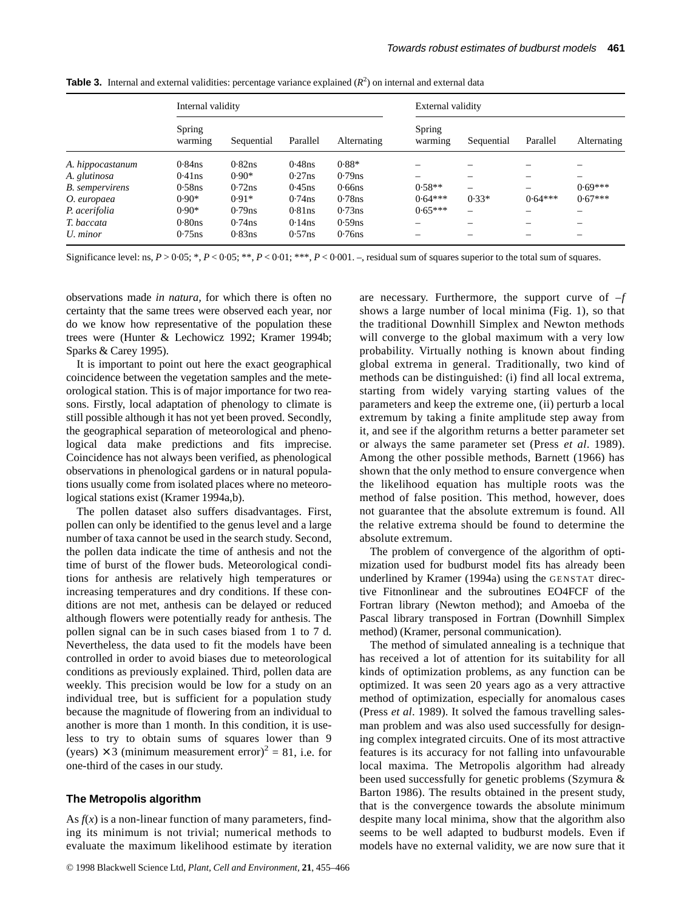**Table 3.** Internal and external validities: percentage variance explained ($R^2$) on internal and external data

| | Internal validity | | | | External validity | | | |
|---|---|---|---|---|---|---|---|---|
| | Spring warming | Sequential | Parallel | Alternating | Spring warming | Sequential | Parallel | Alternating |
| *A. hippocastanum* | 0·84ns | 0·82ns | 0·48ns | 0·88* | – | – | – | – |
| *A. glutinosa* | 0·41ns | 0·90* | 0·27ns | 0·79ns | – | – | – | – |
| *B. sempervirens* | 0·58ns | 0·72ns | 0·45ns | 0·66ns | 0·58** | – | – | 0·69*** |
| *O. europaea* | 0·90* | 0·91* | 0·74ns | 0·78ns | 0·64*** | 0·33* | 0·64*** | 0·67*** |
| *P. acerifolia* | 0·90* | 0·79ns | 0·81ns | 0·73ns | 0·65*** | – | – | – |
| *T. baccata* | 0·80ns | 0·74ns | 0·14ns | 0·59ns | – | – | – | – |
| *U. minor* | 0·75ns | 0·83ns | 0·57ns | 0·76ns | – | – | – | – |

Significance level: ns, $P > 0{\cdot}05$; *, $P < 0{\cdot}05$; **, $P < 0{\cdot}01$; ***, $P < 0{\cdot}001$. –, residual sum of squares superior to the total sum of squares.

observations made *in natura*, for which there is often no certainty that the same trees were observed each year, nor do we know how representative of the population these trees were (Hunter & Lechowicz 1992; Kramer 1994b; Sparks & Carey 1995).

It is important to point out here the exact geographical coincidence between the vegetation samples and the meteorological station. This is of major importance for two reasons. Firstly, local adaptation of phenology to climate is still possible although it has not yet been proved. Secondly, the geographical separation of meteorological and phenological data make predictions and fits imprecise. Coincidence has not always been verified, as phenological observations in phenological gardens or in natural populations usually come from isolated places where no meteorological stations exist (Kramer 1994a,b).

The pollen dataset also suffers disadvantages. First, pollen can only be identified to the genus level and a large number of taxa cannot be used in the search study. Second, the pollen data indicate the time of anthesis and not the time of burst of the flower buds. Meteorological conditions for anthesis are relatively high temperatures or increasing temperatures and dry conditions. If these conditions are not met, anthesis can be delayed or reduced although flowers were potentially ready for anthesis. The pollen signal can be in such cases biased from 1 to 7 d. Nevertheless, the data used to fit the models have been controlled in order to avoid biases due to meteorological conditions as previously explained. Third, pollen data are weekly. This precision would be low for a study on an individual tree, but is sufficient for a population study because the magnitude of flowering from an individual to another is more than 1 month. In this condition, it is useless to try to obtain sums of squares lower than 9 (years) $\times$ 3 (minimum measurement error)$^2$ = 81, i.e. for one-third of the cases in our study.

### The Metropolis algorithm

As $f(x)$ is a non-linear function of many parameters, finding its minimum is not trivial; numerical methods to evaluate the maximum likelihood estimate by iteration are necessary. Furthermore, the support curve of $-f$ shows a large number of local minima (Fig. 1), so that the traditional Downhill Simplex and Newton methods will converge to the global maximum with a very low probability. Virtually nothing is known about finding global extrema in general. Traditionally, two kind of methods can be distinguished: (i) find all local extrema, starting from widely varying starting values of the parameters and keep the extreme one, (ii) perturb a local extremum by taking a finite amplitude step away from it, and see if the algorithm returns a better parameter set or always the same parameter set (Press *et al*. 1989). Among the other possible methods, Barnett (1966) has shown that the only method to ensure convergence when the likelihood equation has multiple roots was the method of false position. This method, however, does not guarantee that the absolute extremum is found. All the relative extrema should be found to determine the absolute extremum.

The problem of convergence of the algorithm of optimization used for budburst model fits has already been underlined by Kramer (1994a) using the GENSTAT directive Fitnonlinear and the subroutines EO4FCF of the Fortran library (Newton method); and Amoeba of the Pascal library transposed in Fortran (Downhill Simplex method) (Kramer, personal communication).

The method of simulated annealing is a technique that has received a lot of attention for its suitability for all kinds of optimization problems, as any function can be optimized. It was seen 20 years ago as a very attractive method of optimization, especially for anomalous cases (Press *et al*. 1989). It solved the famous travelling salesman problem and was also used successfully for designing complex integrated circuits. One of its most attractive features is its accuracy for not falling into unfavourable local maxima. The Metropolis algorithm had already been used successfully for genetic problems (Szymura & Barton 1986). The results obtained in the present study, that is the convergence towards the absolute minimum despite many local minima, show that the algorithm also seems to be well adapted to budburst models. Even if models have no external validity, we are now sure that it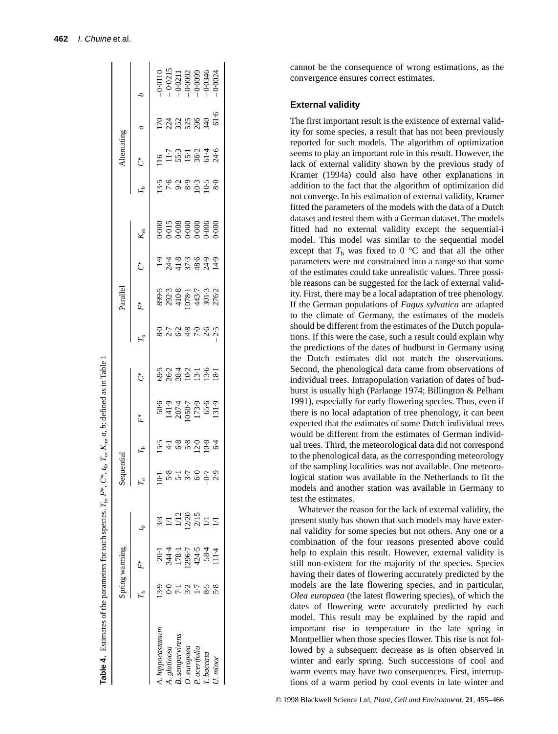**Table 4.** Estimates of the parameters for each species. $T_b$, $F^*$, $C^*$, $t_0$, $T_o$, $K_m$, $a$, $b$: defined as in Table 1

| | Spring warming | | | Sequential | | | | Parallel | | | | Alternating | | | |
|---|---|---|---|---|---|---|---|---|---|---|---|---|---|---|---|
| | $T_b$ | $F^*$ | $t_0$ | $T_o$ | $T_b$ | $F^*$ | $C^*$ | $T_o$ | $F^*$ | $C^*$ | $K_m$ | $T_b$ | $C^*$ | $a$ | $b$ |
| *A. hippocastanum* | 13·9 | 20·1 | 3/3 | 10·1 | 15·5 | 50·6 | 69·5 | 8·0 | 899·5 | 1·9 | 0·000 | 13·5 | 116 | 170 | −0·0110 |
| *A. glutinosa* | 0·0 | 344·4 | 1/1 | 5·8 | 4·1 | 141·9 | 26·2 | 2·7 | 292·3 | 24·4 | 0·015 | 7·6 | 11·7 | 224 | −0·0215 |
| *B. sempervirens* | 7·1 | 178·1 | 1/12 | 5·1 | 6·8 | 207·4 | 38·4 | 6·2 | 410·8 | 41·8 | 0·008 | 9·2 | 55·3 | 352 | −0·0211 |
| *O. europaea* | 3·2 | 1296·7 | 12/20 | 3·7 | 5·8 | 1050·7 | 10·2 | 4·8 | 1078·1 | 37·3 | 0·000 | 8·9 | 15·1 | 525 | −0·0002 |
| *P. acerifolia* | 1·7 | 424·5 | 2/15 | 6·0 | 12·0 | 173·9 | 13·1 | 7·0 | 443·7 | 48·6 | 0·000 | 10·3 | 36·2 | 206 | −0·0099 |
| *T. baccata* | 8·5 | 58·4 | 1/1 | −0·7 | 10·8 | 65·6 | 13·6 | 2·6 | 301·3 | 24·9 | 0·006 | 10·5 | 61·4 | 340 | −0·0346 |
| *U. minor* | 5·8 | 111·4 | 1/1 | 2·9 | 6·4 | 131·9 | 18·1 | −2·5 | 276·2 | 14·9 | 0·000 | 8·0 | 24·6 | 61·6 | −0·0024 |

cannot be the consequence of wrong estimations, as the convergence ensures correct estimates.

### External validity

The first important result is the existence of external validity for some species, a result that has not been previously reported for such models. The algorithm of optimization seems to play an important role in this result. However, the lack of external validity shown by the previous study of Kramer (1994a) could also have other explanations in addition to the fact that the algorithm of optimization did not converge. In his estimation of external validity, Kramer fitted the parameters of the models with the data of a Dutch dataset and tested them with a German dataset. The models fitted had no external validity except the sequential-i model. This model was similar to the sequential model except that $T_b$ was fixed to 0 °C and that all the other parameters were not constrained into a range so that some of the estimates could take unrealistic values. Three possible reasons can be suggested for the lack of external validity. First, there may be a local adaptation of tree phenology. If the German populations of *Fagus sylvatica* are adapted to the climate of Germany, the estimates of the models should be different from the estimates of the Dutch populations. If this were the case, such a result could explain why the predictions of the dates of budburst in Germany using the Dutch estimates did not match the observations. Second, the phenological data came from observations of individual trees. Intrapopulation variation of dates of budburst is usually high (Parlange 1974; Billington & Pelham 1991), especially for early flowering species. Thus, even if there is no local adaptation of tree phenology, it can been expected that the estimates of some Dutch individual trees would be different from the estimates of German individual trees. Third, the meteorological data did not correspond to the phenological data, as the corresponding meteorology of the sampling localities was not available. One meteorological station was available in the Netherlands to fit the models and another station was available in Germany to test the estimates.

Whatever the reason for the lack of external validity, the present study has shown that such models may have external validity for some species but not others. Any one or a combination of the four reasons presented above could help to explain this result. However, external validity is still non-existent for the majority of the species. Species having their dates of flowering accurately predicted by the models are the late flowering species, and in particular, *Olea europaea* (the latest flowering species), of which the dates of flowering were accurately predicted by each model. This result may be explained by the rapid and important rise in temperature in the late spring in Montpellier when those species flower. This rise is not followed by a subsequent decrease as is often observed in winter and early spring. Such successions of cool and warm events may have two consequences. First, interruptions of a warm period by cool events in late winter and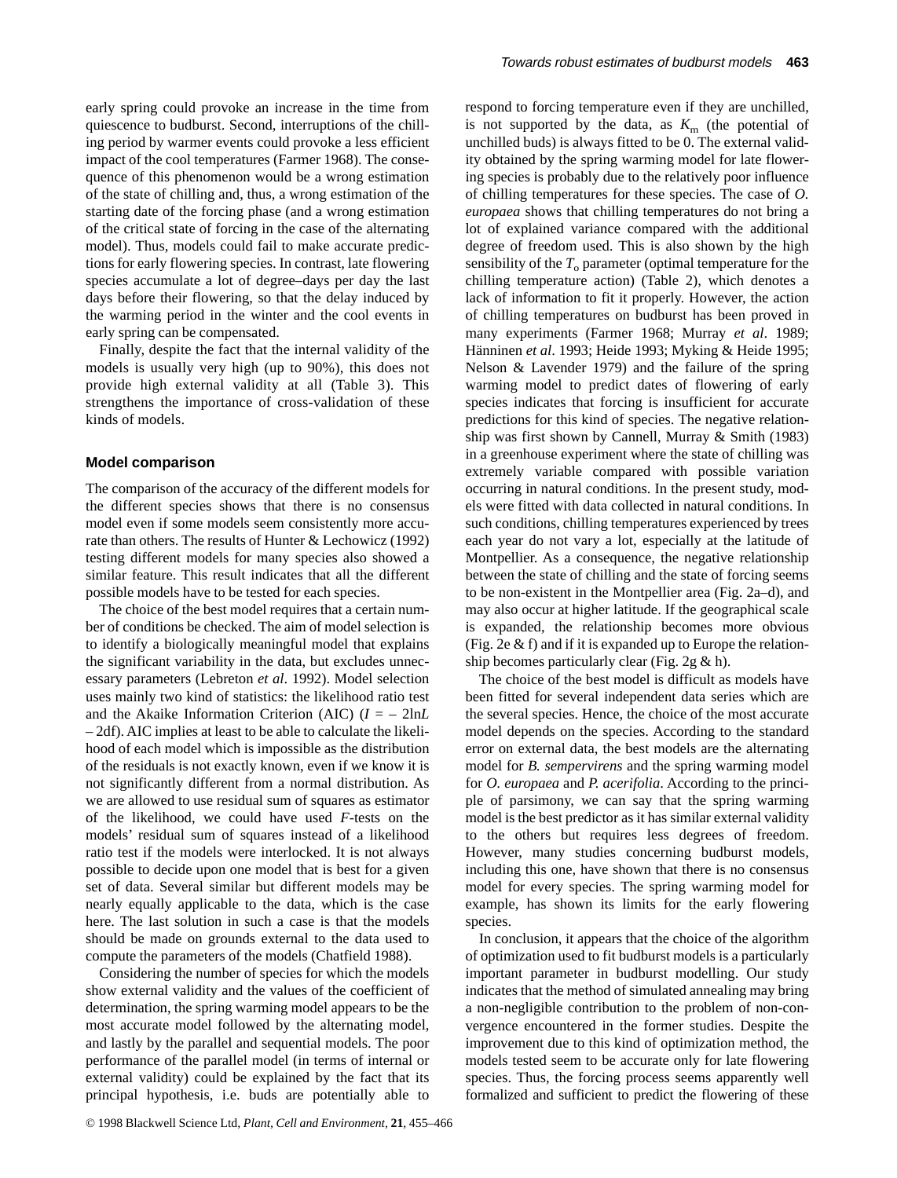early spring could provoke an increase in the time from quiescence to budburst. Second, interruptions of the chilling period by warmer events could provoke a less efficient impact of the cool temperatures (Farmer 1968). The consequence of this phenomenon would be a wrong estimation of the state of chilling and, thus, a wrong estimation of the starting date of the forcing phase (and a wrong estimation of the critical state of forcing in the case of the alternating model). Thus, models could fail to make accurate predictions for early flowering species. In contrast, late flowering species accumulate a lot of degree–days per day the last days before their flowering, so that the delay induced by the warming period in the winter and the cool events in early spring can be compensated.

Finally, despite the fact that the internal validity of the models is usually very high (up to 90%), this does not provide high external validity at all (Table 3). This strengthens the importance of cross-validation of these kinds of models.

### Model comparison

The comparison of the accuracy of the different models for the different species shows that there is no consensus model even if some models seem consistently more accurate than others. The results of Hunter & Lechowicz (1992) testing different models for many species also showed a similar feature. This result indicates that all the different possible models have to be tested for each species.

The choice of the best model requires that a certain number of conditions be checked. The aim of model selection is to identify a biologically meaningful model that explains the significant variability in the data, but excludes unnecessary parameters (Lebreton *et al*. 1992). Model selection uses mainly two kind of statistics: the likelihood ratio test and the Akaike Information Criterion (AIC) ($I = -2\ln L - 2\text{df}$). AIC implies at least to be able to calculate the likelihood of each model which is impossible as the distribution of the residuals is not exactly known, even if we know it is not significantly different from a normal distribution. As we are allowed to use residual sum of squares as estimator of the likelihood, we could have used *F*-tests on the models' residual sum of squares instead of a likelihood ratio test if the models were interlocked. It is not always possible to decide upon one model that is best for a given set of data. Several similar but different models may be nearly equally applicable to the data, which is the case here. The last solution in such a case is that the models should be made on grounds external to the data used to compute the parameters of the models (Chatfield 1988).

Considering the number of species for which the models show external validity and the values of the coefficient of determination, the spring warming model appears to be the most accurate model followed by the alternating model, and lastly by the parallel and sequential models. The poor performance of the parallel model (in terms of internal or external validity) could be explained by the fact that its principal hypothesis, i.e. buds are potentially able to respond to forcing temperature even if they are unchilled, is not supported by the data, as $K_m$ (the potential of unchilled buds) is always fitted to be 0. The external validity obtained by the spring warming model for late flowering species is probably due to the relatively poor influence of chilling temperatures for these species. The case of *O. europaea* shows that chilling temperatures do not bring a lot of explained variance compared with the additional degree of freedom used. This is also shown by the high sensibility of the $T_o$ parameter (optimal temperature for the chilling temperature action) (Table 2), which denotes a lack of information to fit it properly. However, the action of chilling temperatures on budburst has been proved in many experiments (Farmer 1968; Murray *et al*. 1989; Hänninen *et al*. 1993; Heide 1993; Myking & Heide 1995; Nelson & Lavender 1979) and the failure of the spring warming model to predict dates of flowering of early species indicates that forcing is insufficient for accurate predictions for this kind of species. The negative relationship was first shown by Cannell, Murray & Smith (1983) in a greenhouse experiment where the state of chilling was extremely variable compared with possible variation occurring in natural conditions. In the present study, models were fitted with data collected in natural conditions. In such conditions, chilling temperatures experienced by trees each year do not vary a lot, especially at the latitude of Montpellier. As a consequence, the negative relationship between the state of chilling and the state of forcing seems to be non-existent in the Montpellier area (Fig. 2a–d), and may also occur at higher latitude. If the geographical scale is expanded, the relationship becomes more obvious (Fig. 2e & f) and if it is expanded up to Europe the relationship becomes particularly clear (Fig. 2g & h).

The choice of the best model is difficult as models have been fitted for several independent data series which are the several species. Hence, the choice of the most accurate model depends on the species. According to the standard error on external data, the best models are the alternating model for *B. sempervirens* and the spring warming model for *O. europaea* and *P. acerifolia*. According to the principle of parsimony, we can say that the spring warming model is the best predictor as it has similar external validity to the others but requires less degrees of freedom. However, many studies concerning budburst models, including this one, have shown that there is no consensus model for every species. The spring warming model for example, has shown its limits for the early flowering species.

In conclusion, it appears that the choice of the algorithm of optimization used to fit budburst models is a particularly important parameter in budburst modelling. Our study indicates that the method of simulated annealing may bring a non-negligible contribution to the problem of non-convergence encountered in the former studies. Despite the improvement due to this kind of optimization method, the models tested seem to be accurate only for late flowering species. Thus, the forcing process seems apparently well formalized and sufficient to predict the flowering of these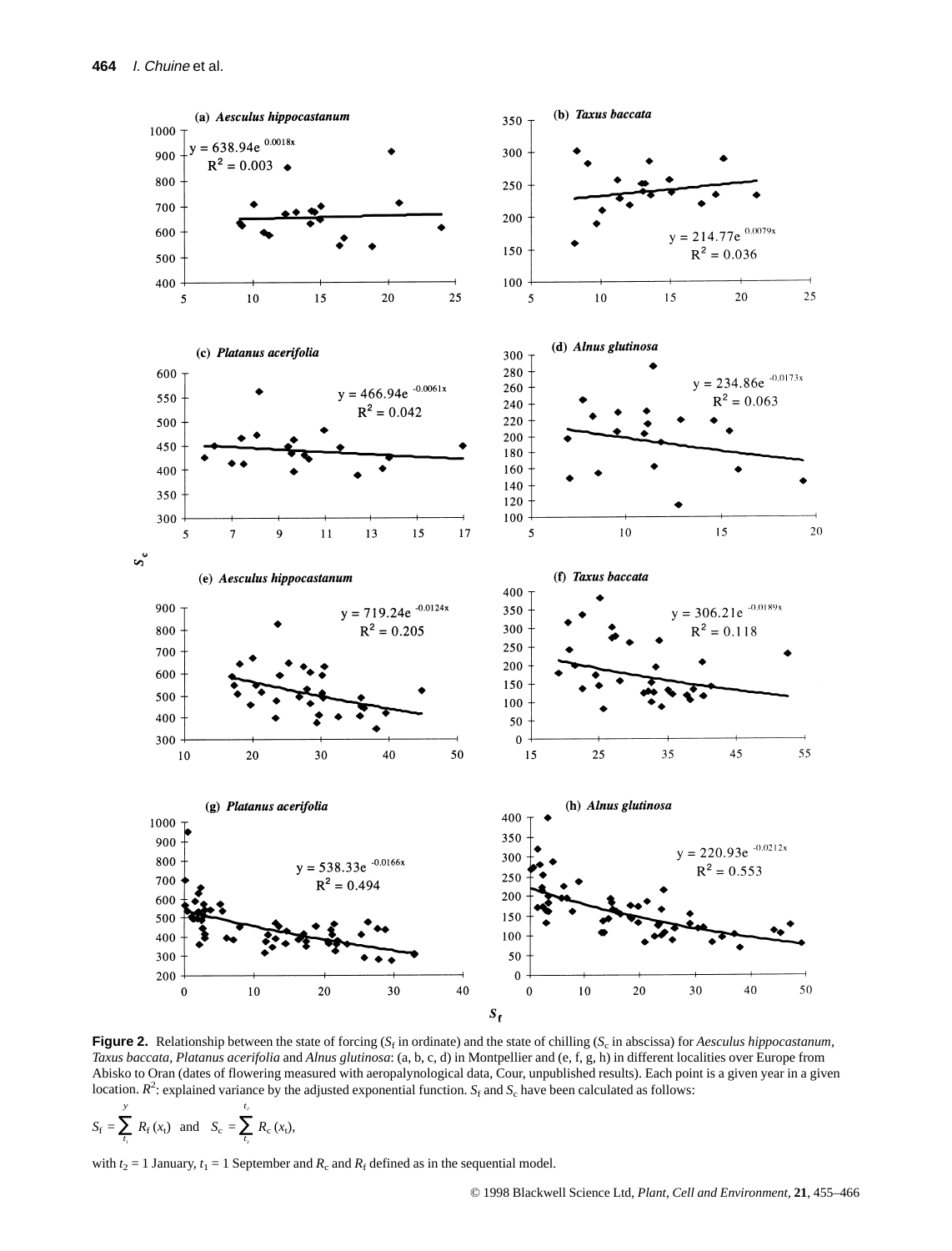(a) *Aesculus hippocastanum*

y = 638.94e $^{0.0018x}$
$R^2$ = 0.003

(b) *Taxus baccata*

y = 214.77e $^{0.0079x}$
$R^2$ = 0.036

(c) *Platanus acerifolia*

y = 466.94e $^{-0.0061x}$
$R^2$ = 0.042

(d) *Alnus glutinosa*

y = 234.86e $^{-0.0173x}$
$R^2$ = 0.063

(e) *Aesculus hippocastanum*

y = 719.24e $^{-0.0124x}$
$R^2$ = 0.205

(f) *Taxus baccata*

y = 306.21e $^{-0.0189x}$
$R^2$ = 0.118

(g) *Platanus acerifolia*

y = 538.33e $^{-0.0166x}$
$R^2$ = 0.494

(h) *Alnus glutinosa*

y = 220.93e $^{-0.0212x}$
$R^2$ = 0.553

$S_c$

$S_f$

**Figure 2.** Relationship between the state of forcing ($S_f$ in ordinate) and the state of chilling ($S_c$ in abscissa) for *Aesculus hippocastanum*, *Taxus baccata*, *Platanus acerifolia* and *Alnus glutinosa*: (a, b, c, d) in Montpellier and (e, f, g, h) in different localities over Europe from Abisko to Oran (dates of flowering measured with aeropalynological data, Cour, unpublished results). Each point is a given year in a given location. $R^2$: explained variance by the adjusted exponential function. $S_f$ and $S_c$ have been calculated as follows:

$$S_f = \sum_{t_1}^{y} R_f(x_t) \quad \text{and} \quad S_c = \sum_{t_2}^{t_2} R_c(x_t),$$

with $t_2$ = 1 January, $t_1$ = 1 September and $R_c$ and $R_f$ defined as in the sequential model.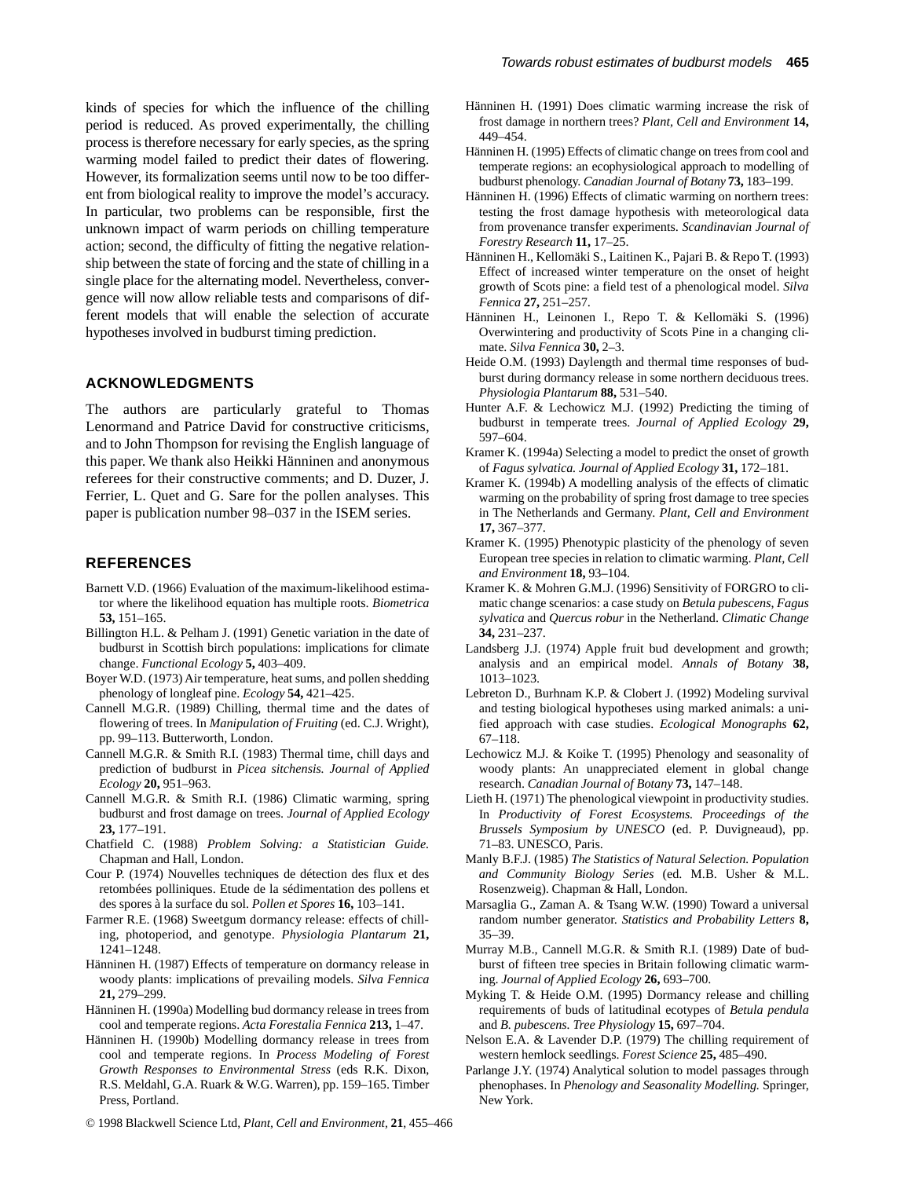kinds of species for which the influence of the chilling period is reduced. As proved experimentally, the chilling process is therefore necessary for early species, as the spring warming model failed to predict their dates of flowering. However, its formalization seems until now to be too different from biological reality to improve the model's accuracy. In particular, two problems can be responsible, first the unknown impact of warm periods on chilling temperature action; second, the difficulty of fitting the negative relationship between the state of forcing and the state of chilling in a single place for the alternating model. Nevertheless, convergence will now allow reliable tests and comparisons of different models that will enable the selection of accurate hypotheses involved in budburst timing prediction.

## ACKNOWLEDGMENTS

The authors are particularly grateful to Thomas Lenormand and Patrice David for constructive criticisms, and to John Thompson for revising the English language of this paper. We thank also Heikki Hänninen and anonymous referees for their constructive comments; and D. Duzer, J. Ferrier, L. Quet and G. Sare for the pollen analyses. This paper is publication number 98–037 in the ISEM series.

## REFERENCES

Barnett V.D. (1966) Evaluation of the maximum-likelihood estimator where the likelihood equation has multiple roots. *Biometrica* **53,** 151–165.

Billington H.L. & Pelham J. (1991) Genetic variation in the date of budburst in Scottish birch populations: implications for climate change. *Functional Ecology* **5,** 403–409.

Boyer W.D. (1973) Air temperature, heat sums, and pollen shedding phenology of longleaf pine. *Ecology* **54,** 421–425.

Cannell M.G.R. (1989) Chilling, thermal time and the dates of flowering of trees. In *Manipulation of Fruiting* (ed. C.J. Wright), pp. 99–113. Butterworth, London.

Cannell M.G.R. & Smith R.I. (1983) Thermal time, chill days and prediction of budburst in *Picea sitchensis. Journal of Applied Ecology* **20,** 951–963.

Cannell M.G.R. & Smith R.I. (1986) Climatic warming, spring budburst and frost damage on trees. *Journal of Applied Ecology* **23,** 177–191.

Chatfield C. (1988) *Problem Solving: a Statisticial Guide.* Chapman and Hall, London.

Cour P. (1974) Nouvelles techniques de détection des flux et des retombées polliniques. Etude de la sédimentation des pollens et des spores à la surface du sol. *Pollen et Spores* **16,** 103–141.

Farmer R.E. (1968) Sweetgum dormancy release: effects of chilling, photoperiod, and genotype. *Physiologia Plantarum* **21,** 1241–1248.

Hänninen H. (1987) Effects of temperature on dormancy release in woody plants: implications of prevailing models. *Silva Fennica* **21,** 279–299.

Hänninen H. (1990a) Modelling bud dormancy release in trees from cool and temperate regions. *Acta Forestalia Fennica* **213,** 1–47.

Hänninen H. (1990b) Modelling dormancy release in trees from cool and temperate regions. In *Process Modeling of Forest Growth Responses to Environmental Stress* (eds R.K. Dixon, R.S. Meldahl, G.A. Ruark & W.G. Warren), pp. 159–165. Timber Press, Portland.

Hänninen H. (1991) Does climatic warming increase the risk of frost damage in northern trees? *Plant, Cell and Environment* **14,** 449–454.

Hänninen H. (1995) Effects of climatic change on trees from cool and temperate regions: an ecophysiological approach to modelling of budburst phenology. *Canadian Journal of Botany* **73,** 183–199.

Hänninen H. (1996) Effects of climatic warming on northern trees: testing the frost damage hypothesis with meteorological data from provenance transfer experiments. *Scandinavian Journal of Forestry Research* **11,** 17–25.

Hänninen H., Kellomäki S., Laitinen K., Pajari B. & Repo T. (1993) Effect of increased winter temperature on the onset of height growth of Scots pine: a field test of a phenological model. *Silva Fennica* **27,** 251–257.

Hänninen H., Leinonen I., Repo T. & Kellomäki S. (1996) Overwintering and productivity of Scots Pine in a changing climate. *Silva Fennica* **30,** 2–3.

Heide O.M. (1993) Daylength and thermal time responses of budburst during dormancy release in some northern deciduous trees. *Physiologia Plantarum* **88,** 531–540.

Hunter A.F. & Lechowicz M.J. (1992) Predicting the timing of budburst in temperate trees. *Journal of Applied Ecology* **29,** 597–604.

Kramer K. (1994a) Selecting a model to predict the onset of growth of *Fagus sylvatica. Journal of Applied Ecology* **31,** 172–181.

Kramer K. (1994b) A modelling analysis of the effects of climatic warming on the probability of spring frost damage to tree species in The Netherlands and Germany. *Plant, Cell and Environment* **17,** 367–377.

Kramer K. (1995) Phenotypic plasticity of the phenology of seven European tree species in relation to climatic warming. *Plant, Cell and Environment* **18,** 93–104.

Kramer K. & Mohren G.M.J. (1996) Sensitivity of FORGRO to climatic change scenarios: a case study on *Betula pubescens, Fagus sylvatica* and *Quercus robur* in the Netherland. *Climatic Change* **34,** 231–237.

Landsberg J.J. (1974) Apple fruit bud development and growth; analysis and an empirical model. *Annals of Botany* **38,** 1013–1023.

Lebreton D., Burhnam K.P. & Clobert J. (1992) Modeling survival and testing biological hypotheses using marked animals: a unified approach with case studies. *Ecological Monographs* **62,** 67–118.

Lechowicz M.J. & Koike T. (1995) Phenology and seasonality of woody plants: An unappreciated element in global change research. *Canadian Journal of Botany* **73,** 147–148.

Lieth H. (1971) The phenological viewpoint in productivity studies. In *Productivity of Forest Ecosystems. Proceedings of the Brussels Symposium by UNESCO* (ed. P. Duvigneaud), pp. 71–83. UNESCO, Paris.

Manly B.F.J. (1985) *The Statistics of Natural Selection. Population and Community Biology Series* (ed. M.B. Usher & M.L. Rosenzweig). Chapman & Hall, London.

Marsaglia G., Zaman A. & Tsang W.W. (1990) Toward a universal random number generator. *Statistics and Probability Letters* **8,** 35–39.

Murray M.B., Cannell M.G.R. & Smith R.I. (1989) Date of budburst of fifteen tree species in Britain following climatic warming. *Journal of Applied Ecology* **26,** 693–700.

Myking T. & Heide O.M. (1995) Dormancy release and chilling requirements of buds of latitudinal ecotypes of *Betula pendula* and *B. pubescens. Tree Physiology* **15,** 697–704.

Nelson E.A. & Lavender D.P. (1979) The chilling requirement of western hemlock seedlings. *Forest Science* **25,** 485–490.

Parlange J.Y. (1974) Analytical solution to model passages through phenophases. In *Phenology and Seasonality Modelling.* Springer, New York.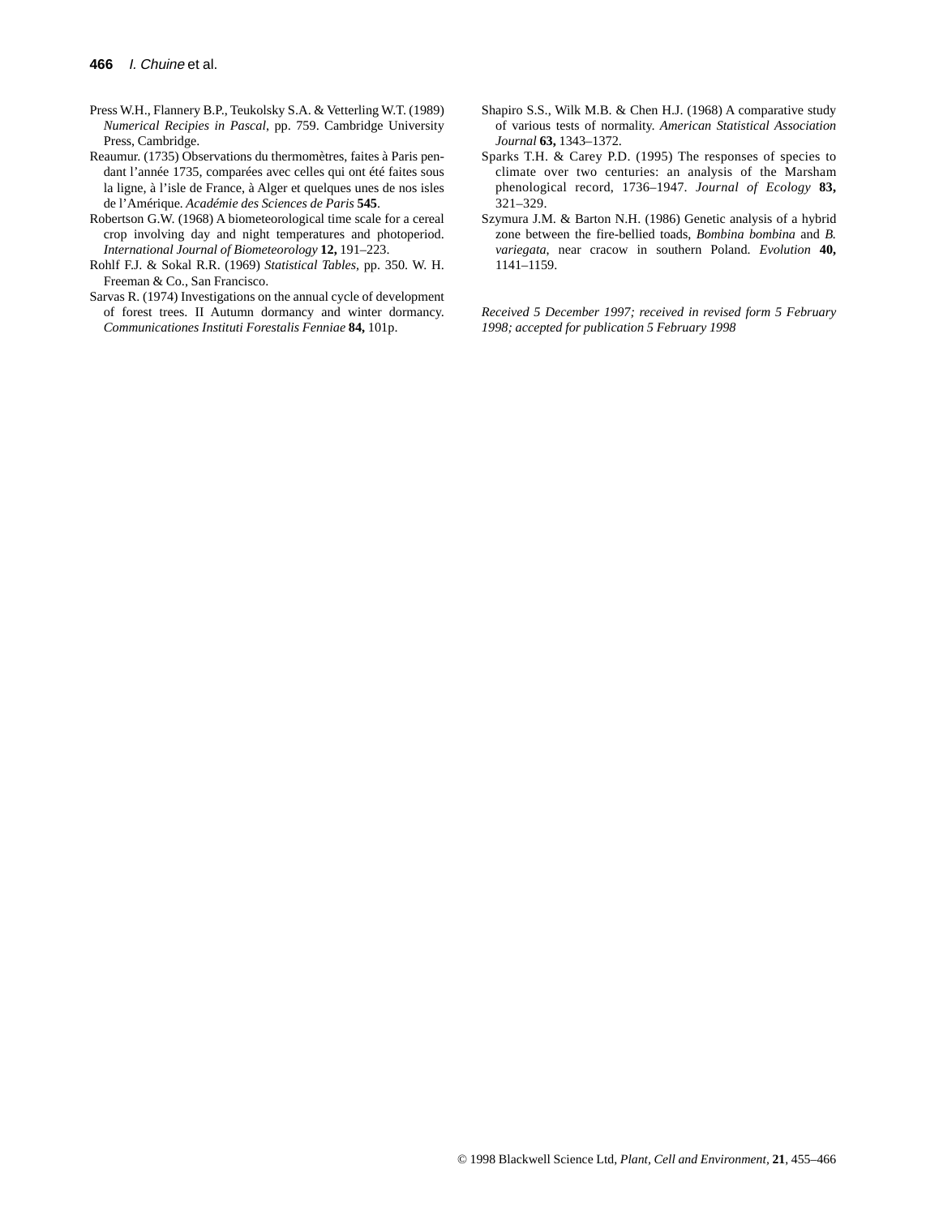Press W.H., Flannery B.P., Teukolsky S.A. & Vetterling W.T. (1989) *Numerical Recipies in Pascal*, pp. 759. Cambridge University Press, Cambridge.

Reaumur. (1735) Observations du thermomètres, faites à Paris pendant l'année 1735, comparées avec celles qui ont été faites sous la ligne, à l'isle de France, à Alger et quelques unes de nos isles de l'Amérique. *Académie des Sciences de Paris* **545**.

Robertson G.W. (1968) A biometeorological time scale for a cereal crop involving day and night temperatures and photoperiod. *International Journal of Biometeorology* **12,** 191–223.

Rohlf F.J. & Sokal R.R. (1969) *Statistical Tables*, pp. 350. W. H. Freeman & Co., San Francisco.

Sarvas R. (1974) Investigations on the annual cycle of development of forest trees. II Autumn dormancy and winter dormancy. *Communicationes Instituti Forestalis Fenniae* **84,** 101p.

Shapiro S.S., Wilk M.B. & Chen H.J. (1968) A comparative study of various tests of normality. *American Statistical Association Journal* **63,** 1343–1372.

Sparks T.H. & Carey P.D. (1995) The responses of species to climate over two centuries: an analysis of the Marsham phenological record, 1736–1947. *Journal of Ecology* **83,** 321–329.

Szymura J.M. & Barton N.H. (1986) Genetic analysis of a hybrid zone between the fire-bellied toads, *Bombina bombina* and *B. variegata*, near cracow in southern Poland. *Evolution* **40,** 1141–1159.

*Received 5 December 1997; received in revised form 5 February 1998; accepted for publication 5 February 1998*